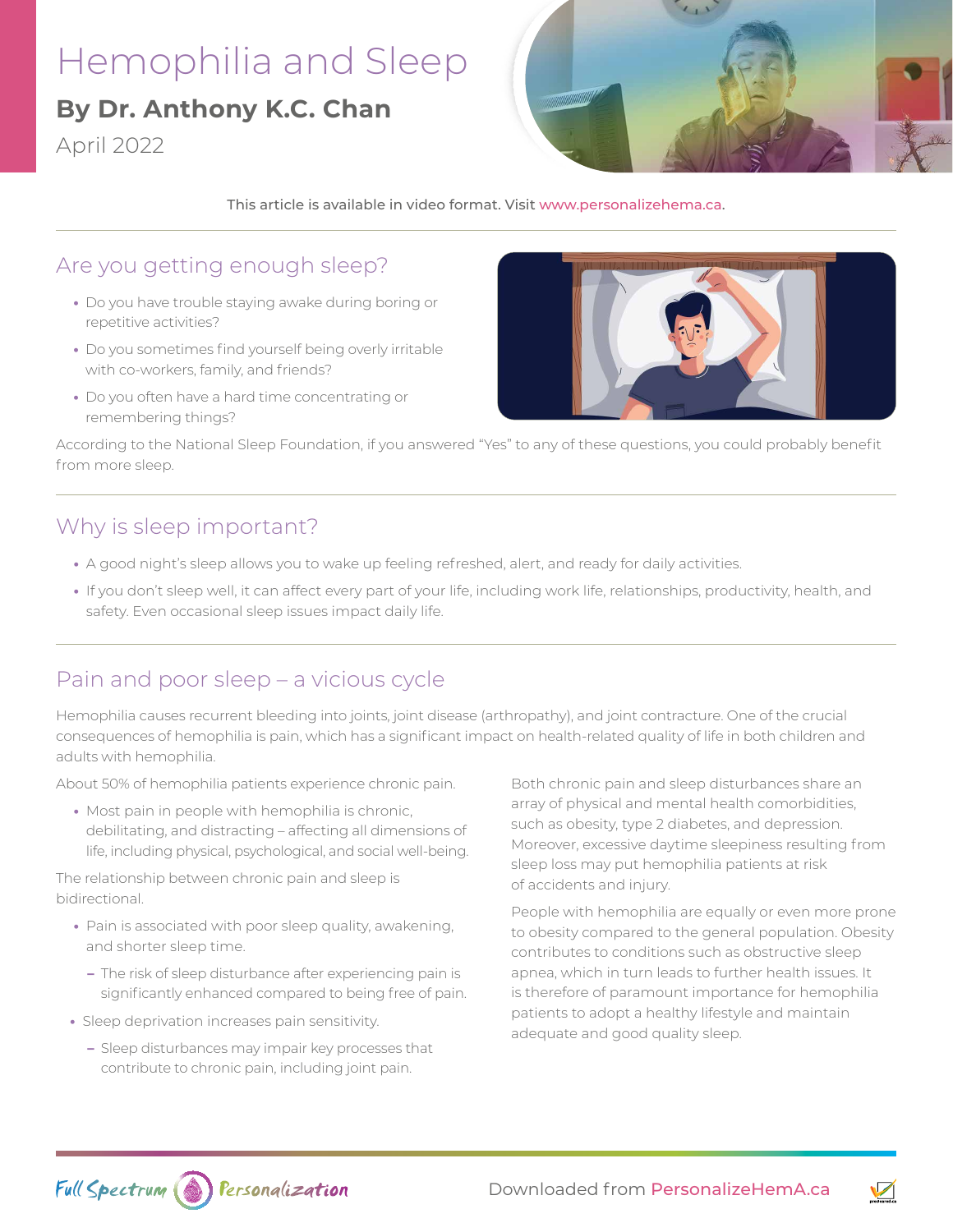# Hemophilia and Sleep

**By Dr. Anthony K.C. Chan**

April 2022

This article is available in video format. Visit www.personalizehema.ca.

## Are you getting enough sleep?

- Do you have trouble staying awake during boring or repetitive activities?
- Do you sometimes find yourself being overly irritable with co-workers, family, and friends?
- Do you often have a hard time concentrating or remembering things?

According to the National Sleep Foundation, if you answered "Yes" to any of these questions, you could probably benefit from more sleep.

## Why is sleep important?

- A good night's sleep allows you to wake up feeling refreshed, alert, and ready for daily activities.
- If you don't sleep well, it can affect every part of your life, including work life, relationships, productivity, health, and safety. Even occasional sleep issues impact daily life.

## Pain and poor sleep – a vicious cycle

Hemophilia causes recurrent bleeding into joints, joint disease (arthropathy), and joint contracture. One of the crucial consequences of hemophilia is pain, which has a significant impact on health-related quality of life in both children and adults with hemophilia.

About 50% of hemophilia patients experience chronic pain.

- Most pain in people with hemophilia is chronic, debilitating, and distracting – affecting all dimensions of life, including physical, psychological, and social well-being.

The relationship between chronic pain and sleep is bidirectional.

- Pain is associated with poor sleep quality, awakening, and shorter sleep time.
  - The risk of sleep disturbance after experiencing pain is significantly enhanced compared to being free of pain.
- Sleep deprivation increases pain sensitivity.
  - Sleep disturbances may impair key processes that contribute to chronic pain, including joint pain.

Both chronic pain and sleep disturbances share an array of physical and mental health comorbidities, such as obesity, type 2 diabetes, and depression. Moreover, excessive daytime sleepiness resulting from sleep loss may put hemophilia patients at risk of accidents and injury.

People with hemophilia are equally or even more prone to obesity compared to the general population. Obesity contributes to conditions such as obstructive sleep apnea, which in turn leads to further health issues. It is therefore of paramount importance for hemophilia patients to adopt a healthy lifestyle and maintain adequate and good quality sleep.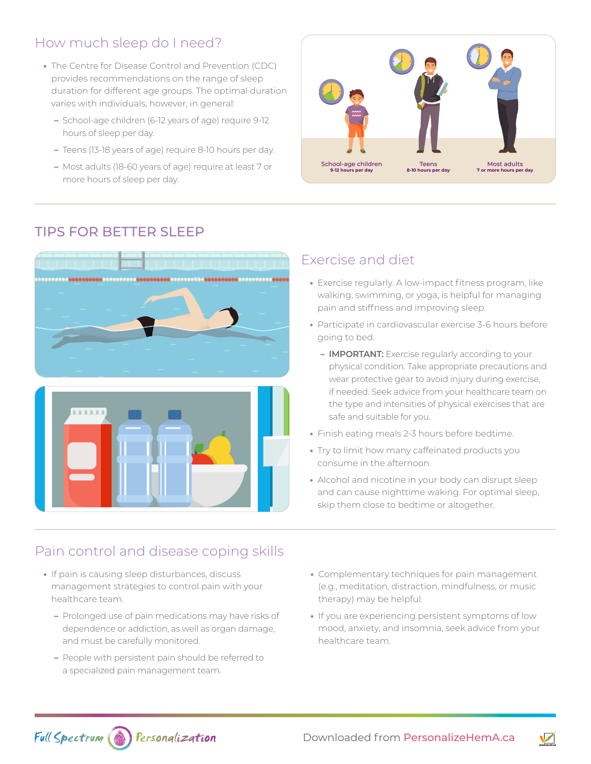## How much sleep do I need?

- The Centre for Disease Control and Prevention (CDC) provides recommendations on the range of sleep duration for different age groups. The optimal duration varies with individuals, however, in general:
  - School-age children (6-12 years of age) require 9-12 hours of sleep per day.
  - Teens (13-18 years of age) require 8-10 hours per day.
  - Most adults (18-60 years of age) require at least 7 or more hours of sleep per day.

School-age children
9-12 hours per day

Teens
8-10 hours per day

Most adults
7 or more hours per day

## TIPS FOR BETTER SLEEP

### Exercise and diet

- Exercise regularly. A low-impact fitness program, like walking, swimming, or yoga, is helpful for managing pain and stiffness and improving sleep.
- Participate in cardiovascular exercise 3-6 hours before going to bed.
  - **IMPORTANT:** Exercise regularly according to your physical condition. Take appropriate precautions and wear protective gear to avoid injury during exercise, if needed. Seek advice from your healthcare team on the type and intensities of physical exercises that are safe and suitable for you.
- Finish eating meals 2-3 hours before bedtime.
- Try to limit how many caffeinated products you consume in the afternoon.
- Alcohol and nicotine in your body can disrupt sleep and can cause nighttime waking. For optimal sleep, skip them close to bedtime or altogether.

### Pain control and disease coping skills

- If pain is causing sleep disturbances, discuss management strategies to control pain with your healthcare team.
  - Prolonged use of pain medications may have risks of dependence or addiction, as well as organ damage, and must be carefully monitored.
  - People with persistent pain should be referred to a specialized pain management team.
- Complementary techniques for pain management (e.g., meditation, distraction, mindfulness, or music therapy) may be helpful.
- If you are experiencing persistent symptoms of low mood, anxiety, and insomnia, seek advice from your healthcare team.

Downloaded from PersonalizeHemA.ca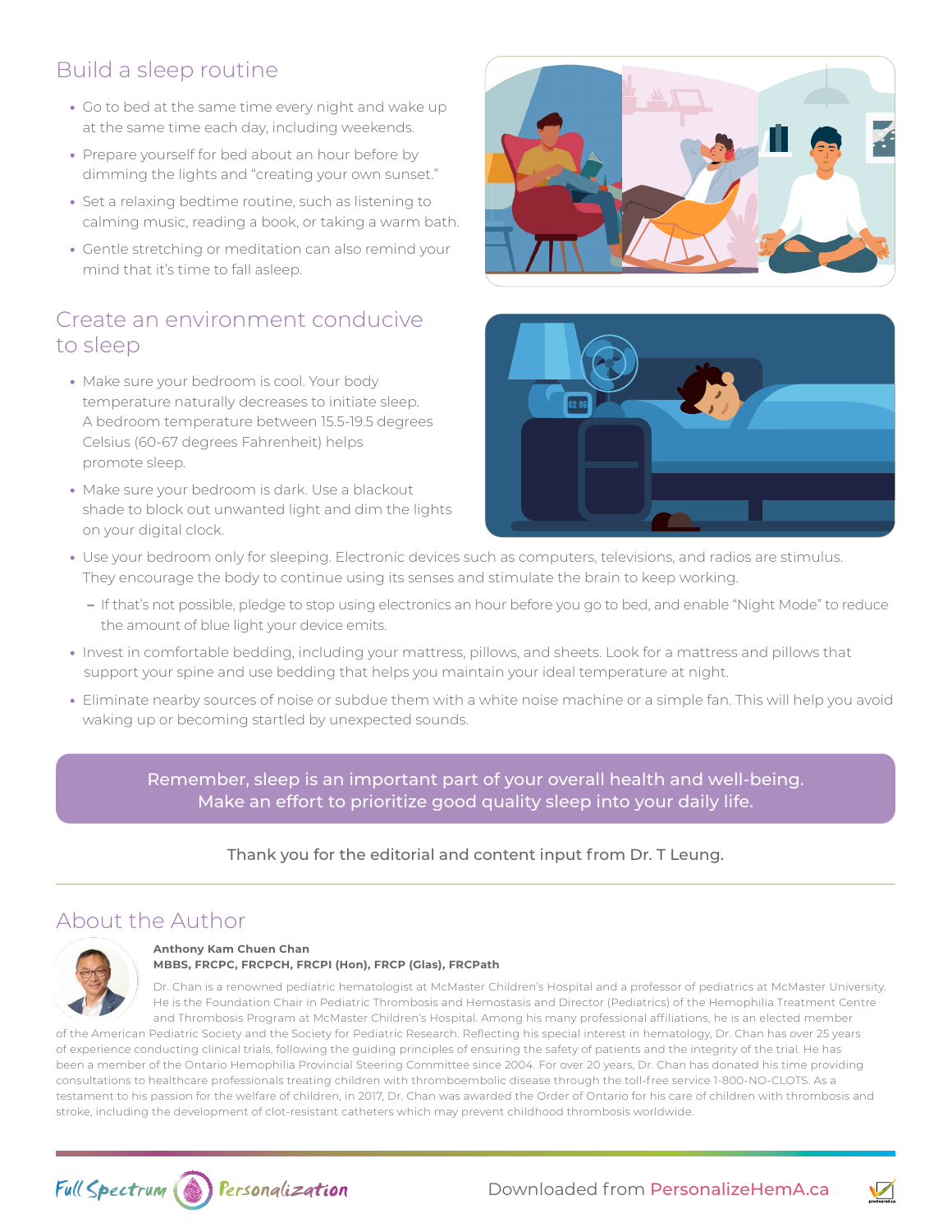## Build a sleep routine

- Go to bed at the same time every night and wake up at the same time each day, including weekends.
- Prepare yourself for bed about an hour before by dimming the lights and "creating your own sunset."
- Set a relaxing bedtime routine, such as listening to calming music, reading a book, or taking a warm bath.
- Gentle stretching or meditation can also remind your mind that it's time to fall asleep.

## Create an environment conducive to sleep

- Make sure your bedroom is cool. Your body temperature naturally decreases to initiate sleep. A bedroom temperature between 15.5-19.5 degrees Celsius (60-67 degrees Fahrenheit) helps promote sleep.
- Make sure your bedroom is dark. Use a blackout shade to block out unwanted light and dim the lights on your digital clock.
- Use your bedroom only for sleeping. Electronic devices such as computers, televisions, and radios are stimulus. They encourage the body to continue using its senses and stimulate the brain to keep working.
  - If that's not possible, pledge to stop using electronics an hour before you go to bed, and enable "Night Mode" to reduce the amount of blue light your device emits.
- Invest in comfortable bedding, including your mattress, pillows, and sheets. Look for a mattress and pillows that support your spine and use bedding that helps you maintain your ideal temperature at night.
- Eliminate nearby sources of noise or subdue them with a white noise machine or a simple fan. This will help you avoid waking up or becoming startled by unexpected sounds.

**Remember, sleep is an important part of your overall health and well-being. Make an effort to prioritize good quality sleep into your daily life.**

Thank you for the editorial and content input from Dr. T Leung.

## About the Author

**Anthony Kam Chuen Chan**
**MBBS, FRCPC, FRCPCH, FRCPI (Hon), FRCP (Glas), FRCPath**

Dr. Chan is a renowned pediatric hematologist at McMaster Children's Hospital and a professor of pediatrics at McMaster University. He is the Foundation Chair in Pediatric Thrombosis and Hemostasis and Director (Pediatrics) of the Hemophilia Treatment Centre and Thrombosis Program at McMaster Children's Hospital. Among his many professional affiliations, he is an elected member of the American Pediatric Society and the Society for Pediatric Research. Reflecting his special interest in hematology, Dr. Chan has over 25 years of experience conducting clinical trials, following the guiding principles of ensuring the safety of patients and the integrity of the trial. He has been a member of the Ontario Hemophilia Provincial Steering Committee since 2004. For over 20 years, Dr. Chan has donated his time providing consultations to healthcare professionals treating children with thromboembolic disease through the toll-free service 1-800-NO-CLOTS. As a testament to his passion for the welfare of children, in 2017, Dr. Chan was awarded the Order of Ontario for his care of children with thrombosis and stroke, including the development of clot-resistant catheters which may prevent childhood thrombosis worldwide.

Full Spectrum Personalization

Downloaded from PersonalizeHemA.ca